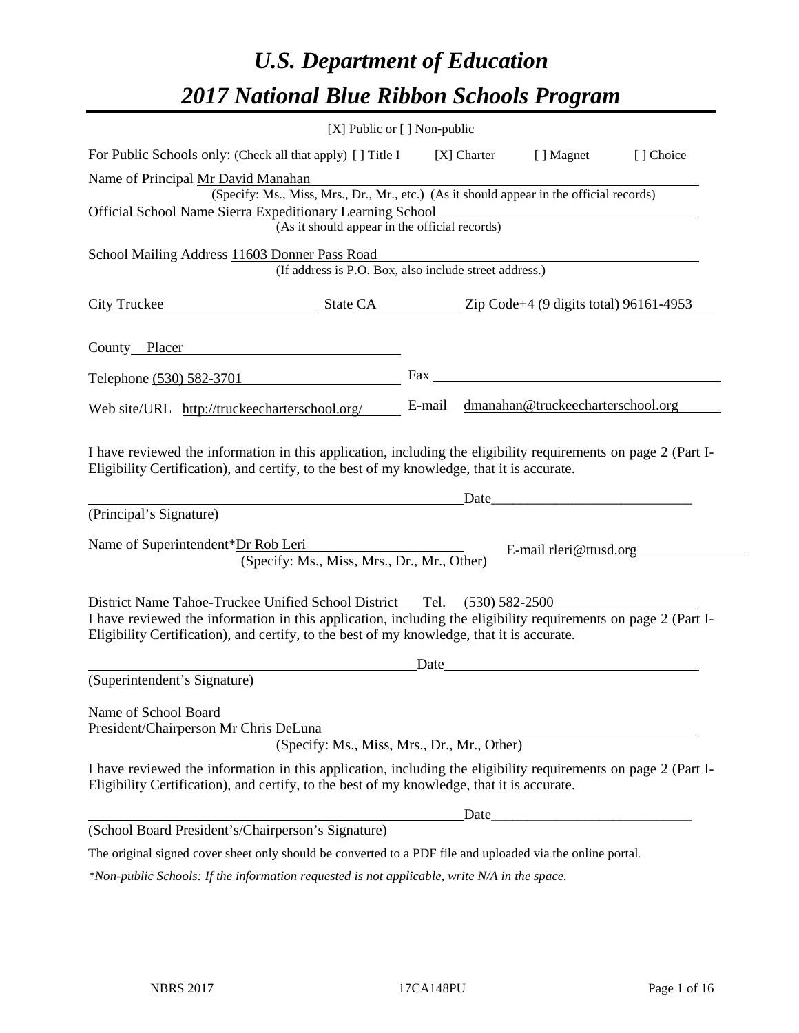# *U.S. Department of Education*

# *2017 National Blue Ribbon Schools Program*

[X] Public or [ ] Non-public

For Public Schools only: (Check all that apply) [ ] Title I [X] Charter [ ] Magnet [ ] Choice

Name of Principal Mr David Manahan
(Specify: Ms., Miss, Mrs., Dr., Mr., etc.) (As it should appear in the official records)

Official School Name Sierra Expeditionary Learning School
(As it should appear in the official records)

School Mailing Address 11603 Donner Pass Road
(If address is P.O. Box, also include street address.)

City Truckee State CA Zip Code+4 (9 digits total) 96161-4953

County Placer

Telephone (530) 582-3701 Fax

Web site/URL http://truckeecharterschool.org/ E-mail dmanahan@truckeecharterschool.org

I have reviewed the information in this application, including the eligibility requirements on page 2 (Part I-Eligibility Certification), and certify, to the best of my knowledge, that it is accurate.

Date\_\_\_\_\_\_\_\_\_\_\_\_\_\_\_\_\_\_\_\_\_\_\_\_\_\_\_\_\_
(Principal's Signature)

Name of Superintendent\*Dr Rob Leri E-mail rleri@ttusd.org
(Specify: Ms., Miss, Mrs., Dr., Mr., Other)

District Name Tahoe-Truckee Unified School District Tel. (530) 582-2500

I have reviewed the information in this application, including the eligibility requirements on page 2 (Part I-Eligibility Certification), and certify, to the best of my knowledge, that it is accurate.

Date
(Superintendent's Signature)

Name of School Board
President/Chairperson Mr Chris DeLuna
(Specify: Ms., Miss, Mrs., Dr., Mr., Other)

I have reviewed the information in this application, including the eligibility requirements on page 2 (Part I-Eligibility Certification), and certify, to the best of my knowledge, that it is accurate.

Date\_\_\_\_\_\_\_\_\_\_\_\_\_\_\_\_\_\_\_\_\_\_\_\_\_\_\_\_\_
(School Board President's/Chairperson's Signature)

The original signed cover sheet only should be converted to a PDF file and uploaded via the online portal.

*\*Non-public Schools: If the information requested is not applicable, write N/A in the space.*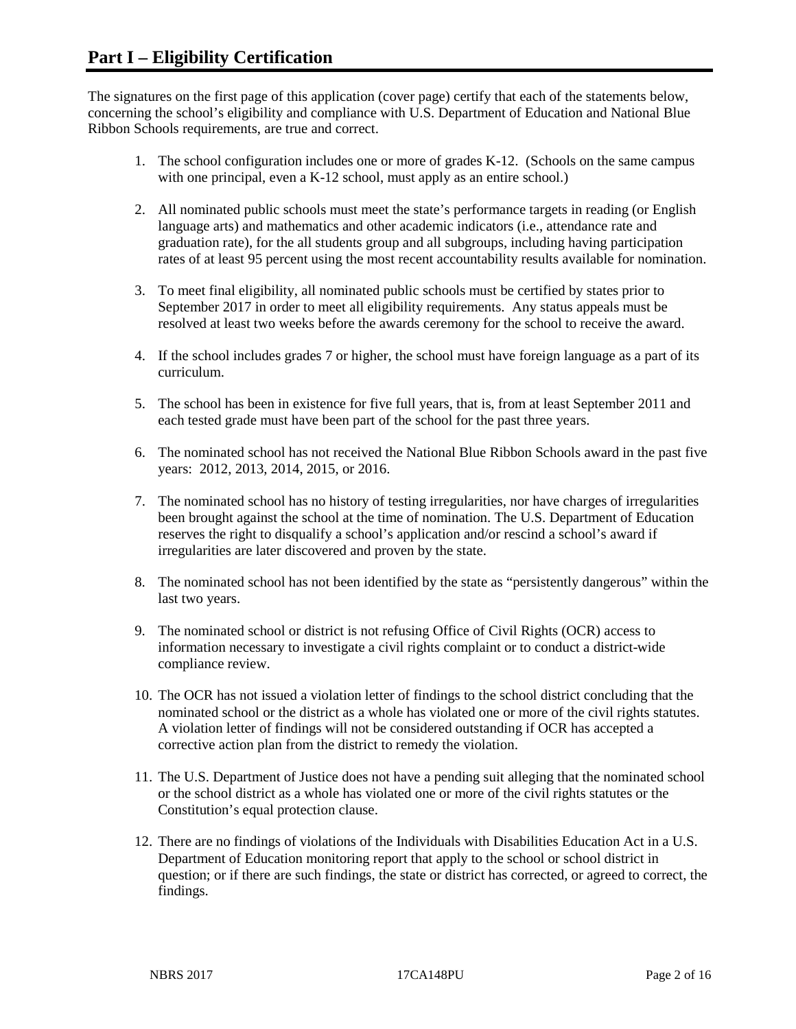# Part I – Eligibility Certification

The signatures on the first page of this application (cover page) certify that each of the statements below, concerning the school's eligibility and compliance with U.S. Department of Education and National Blue Ribbon Schools requirements, are true and correct.

1. The school configuration includes one or more of grades K-12. (Schools on the same campus with one principal, even a K-12 school, must apply as an entire school.)

2. All nominated public schools must meet the state's performance targets in reading (or English language arts) and mathematics and other academic indicators (i.e., attendance rate and graduation rate), for the all students group and all subgroups, including having participation rates of at least 95 percent using the most recent accountability results available for nomination.

3. To meet final eligibility, all nominated public schools must be certified by states prior to September 2017 in order to meet all eligibility requirements. Any status appeals must be resolved at least two weeks before the awards ceremony for the school to receive the award.

4. If the school includes grades 7 or higher, the school must have foreign language as a part of its curriculum.

5. The school has been in existence for five full years, that is, from at least September 2011 and each tested grade must have been part of the school for the past three years.

6. The nominated school has not received the National Blue Ribbon Schools award in the past five years: 2012, 2013, 2014, 2015, or 2016.

7. The nominated school has no history of testing irregularities, nor have charges of irregularities been brought against the school at the time of nomination. The U.S. Department of Education reserves the right to disqualify a school's application and/or rescind a school's award if irregularities are later discovered and proven by the state.

8. The nominated school has not been identified by the state as "persistently dangerous" within the last two years.

9. The nominated school or district is not refusing Office of Civil Rights (OCR) access to information necessary to investigate a civil rights complaint or to conduct a district-wide compliance review.

10. The OCR has not issued a violation letter of findings to the school district concluding that the nominated school or the district as a whole has violated one or more of the civil rights statutes. A violation letter of findings will not be considered outstanding if OCR has accepted a corrective action plan from the district to remedy the violation.

11. The U.S. Department of Justice does not have a pending suit alleging that the nominated school or the school district as a whole has violated one or more of the civil rights statutes or the Constitution's equal protection clause.

12. There are no findings of violations of the Individuals with Disabilities Education Act in a U.S. Department of Education monitoring report that apply to the school or school district in question; or if there are such findings, the state or district has corrected, or agreed to correct, the findings.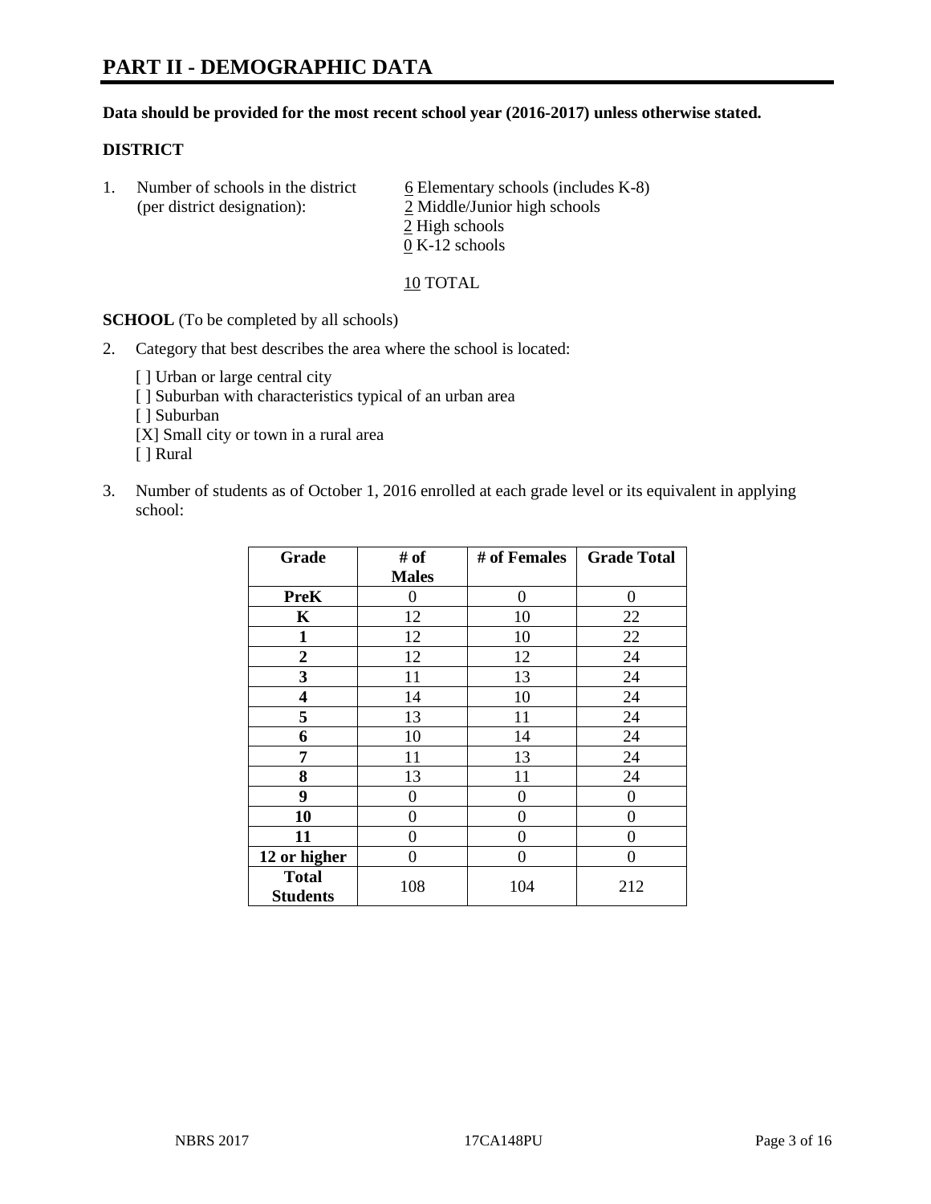# PART II - DEMOGRAPHIC DATA

**Data should be provided for the most recent school year (2016-2017) unless otherwise stated.**

**DISTRICT**

1. Number of schools in the district (per district designation):
   6 Elementary schools (includes K-8)
   2 Middle/Junior high schools
   2 High schools
   0 K-12 schools

   10 TOTAL

**SCHOOL** (To be completed by all schools)

2. Category that best describes the area where the school is located:

   [ ] Urban or large central city
   [ ] Suburban with characteristics typical of an urban area
   [ ] Suburban
   [X] Small city or town in a rural area
   [ ] Rural

3. Number of students as of October 1, 2016 enrolled at each grade level or its equivalent in applying school:

| Grade | # of Males | # of Females | Grade Total |
|---|---|---|---|
| **PreK** | 0 | 0 | 0 |
| **K** | 12 | 10 | 22 |
| **1** | 12 | 10 | 22 |
| **2** | 12 | 12 | 24 |
| **3** | 11 | 13 | 24 |
| **4** | 14 | 10 | 24 |
| **5** | 13 | 11 | 24 |
| **6** | 10 | 14 | 24 |
| **7** | 11 | 13 | 24 |
| **8** | 13 | 11 | 24 |
| **9** | 0 | 0 | 0 |
| **10** | 0 | 0 | 0 |
| **11** | 0 | 0 | 0 |
| **12 or higher** | 0 | 0 | 0 |
| **Total Students** | 108 | 104 | 212 |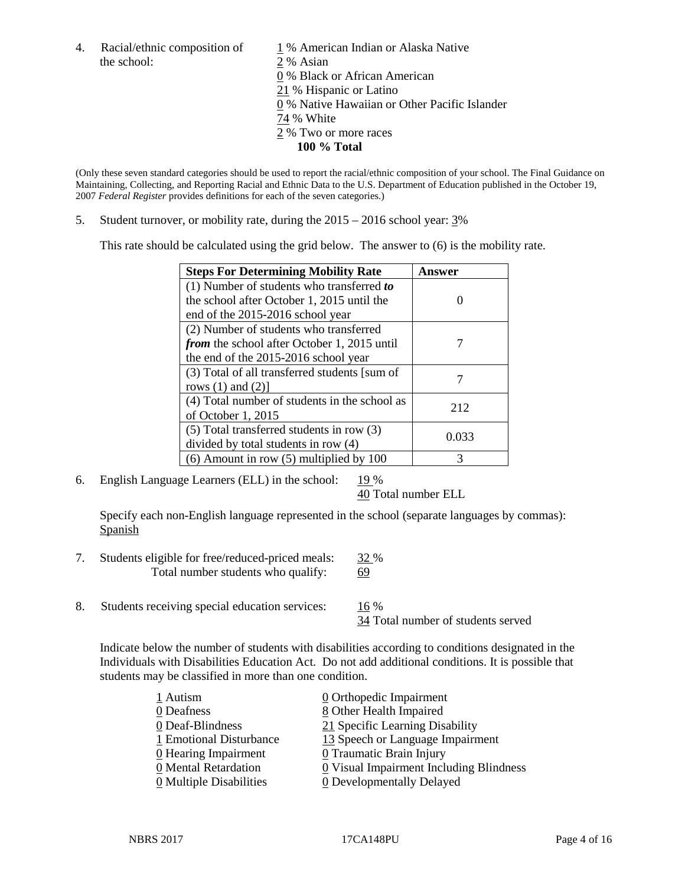4. Racial/ethnic composition of the school:

1 % American Indian or Alaska Native
2 % Asian
0 % Black or African American
21 % Hispanic or Latino
0 % Native Hawaiian or Other Pacific Islander
74 % White
2 % Two or more races
**100 % Total**

(Only these seven standard categories should be used to report the racial/ethnic composition of your school. The Final Guidance on Maintaining, Collecting, and Reporting Racial and Ethnic Data to the U.S. Department of Education published in the October 19, 2007 *Federal Register* provides definitions for each of the seven categories.)

5. Student turnover, or mobility rate, during the 2015 – 2016 school year: 3%

This rate should be calculated using the grid below. The answer to (6) is the mobility rate.

| **Steps For Determining Mobility Rate** | **Answer** |
|---|---|
| (1) Number of students who transferred ***to*** the school after October 1, 2015 until the end of the 2015-2016 school year | 0 |
| (2) Number of students who transferred ***from*** the school after October 1, 2015 until the end of the 2015-2016 school year | 7 |
| (3) Total of all transferred students [sum of rows (1) and (2)] | 7 |
| (4) Total number of students in the school as of October 1, 2015 | 212 |
| (5) Total transferred students in row (3) divided by total students in row (4) | 0.033 |
| (6) Amount in row (5) multiplied by 100 | 3 |

6. English Language Learners (ELL) in the school: 19 %
40 Total number ELL

Specify each non-English language represented in the school (separate languages by commas): Spanish

7. Students eligible for free/reduced-priced meals: 32 %
Total number students who qualify: 69

8. Students receiving special education services: 16 %
34 Total number of students served

Indicate below the number of students with disabilities according to conditions designated in the Individuals with Disabilities Education Act. Do not add additional conditions. It is possible that students may be classified in more than one condition.

1 Autism
0 Deafness
0 Deaf-Blindness
1 Emotional Disturbance
0 Hearing Impairment
0 Mental Retardation
0 Multiple Disabilities
0 Orthopedic Impairment
8 Other Health Impaired
21 Specific Learning Disability
13 Speech or Language Impairment
0 Traumatic Brain Injury
0 Visual Impairment Including Blindness
0 Developmentally Delayed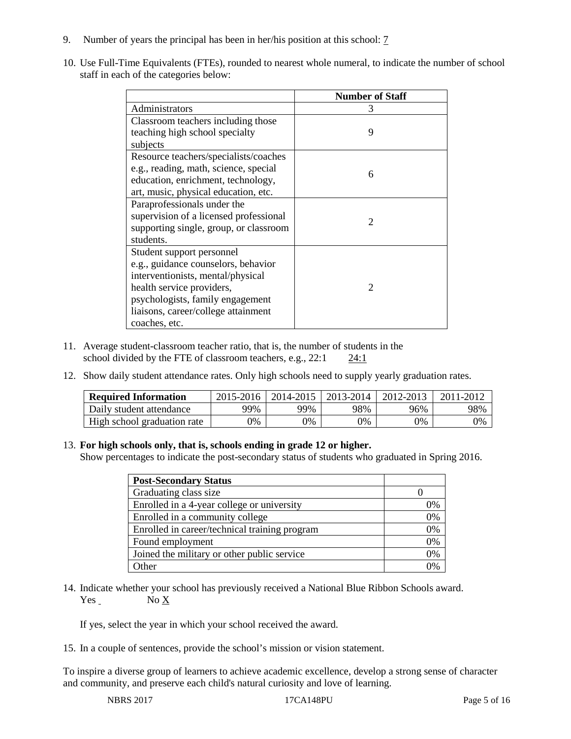9. Number of years the principal has been in her/his position at this school: 7

10. Use Full-Time Equivalents (FTEs), rounded to nearest whole numeral, to indicate the number of school staff in each of the categories below:

| | Number of Staff |
|---|---|
| Administrators | 3 |
| Classroom teachers including those teaching high school specialty subjects | 9 |
| Resource teachers/specialists/coaches e.g., reading, math, science, special education, enrichment, technology, art, music, physical education, etc. | 6 |
| Paraprofessionals under the supervision of a licensed professional supporting single, group, or classroom students. | 2 |
| Student support personnel e.g., guidance counselors, behavior interventionists, mental/physical health service providers, psychologists, family engagement liaisons, career/college attainment coaches, etc. | 2 |

11. Average student-classroom teacher ratio, that is, the number of students in the school divided by the FTE of classroom teachers, e.g., 22:1 24:1

12. Show daily student attendance rates. Only high schools need to supply yearly graduation rates.

| Required Information | 2015-2016 | 2014-2015 | 2013-2014 | 2012-2013 | 2011-2012 |
|---|---|---|---|---|---|
| Daily student attendance | 99% | 99% | 98% | 96% | 98% |
| High school graduation rate | 0% | 0% | 0% | 0% | 0% |

13. **For high schools only, that is, schools ending in grade 12 or higher.**
Show percentages to indicate the post-secondary status of students who graduated in Spring 2016.

| Post-Secondary Status | |
|---|---|
| Graduating class size | 0 |
| Enrolled in a 4-year college or university | 0% |
| Enrolled in a community college | 0% |
| Enrolled in career/technical training program | 0% |
| Found employment | 0% |
| Joined the military or other public service | 0% |
| Other | 0% |

14. Indicate whether your school has previously received a National Blue Ribbon Schools award.
Yes No X

If yes, select the year in which your school received the award.

15. In a couple of sentences, provide the school's mission or vision statement.

To inspire a diverse group of learners to achieve academic excellence, develop a strong sense of character and community, and preserve each child's natural curiosity and love of learning.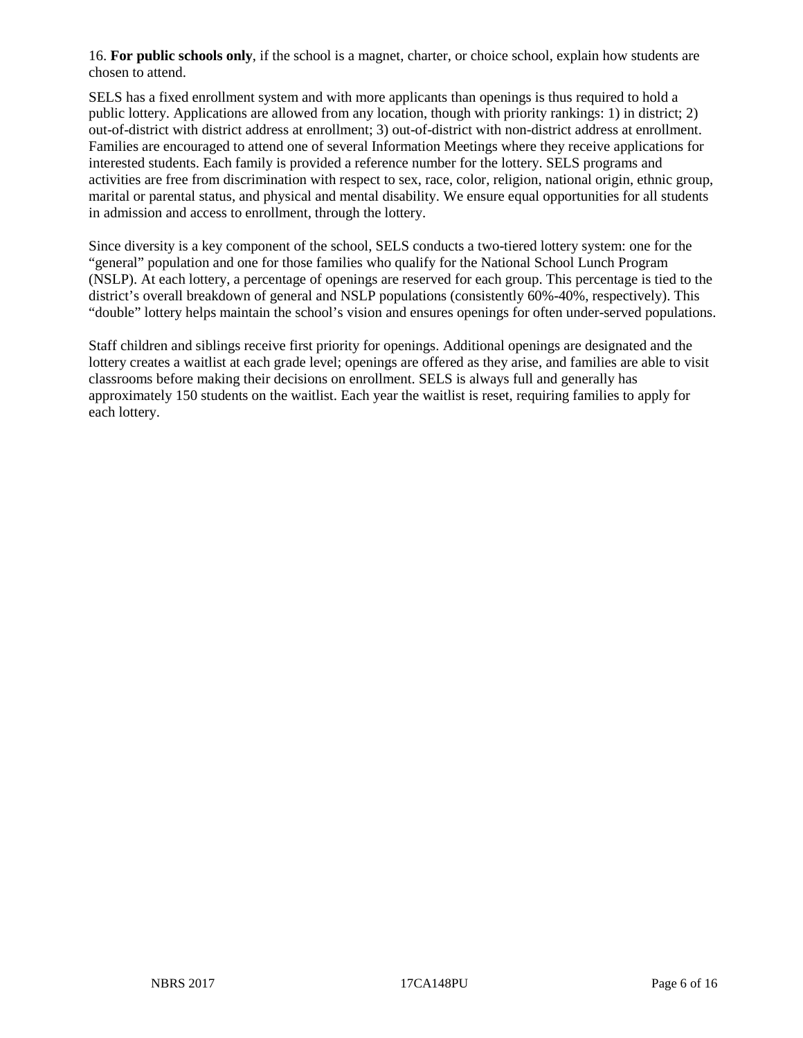16. **For public schools only**, if the school is a magnet, charter, or choice school, explain how students are chosen to attend.

SELS has a fixed enrollment system and with more applicants than openings is thus required to hold a public lottery. Applications are allowed from any location, though with priority rankings: 1) in district; 2) out-of-district with district address at enrollment; 3) out-of-district with non-district address at enrollment. Families are encouraged to attend one of several Information Meetings where they receive applications for interested students. Each family is provided a reference number for the lottery. SELS programs and activities are free from discrimination with respect to sex, race, color, religion, national origin, ethnic group, marital or parental status, and physical and mental disability. We ensure equal opportunities for all students in admission and access to enrollment, through the lottery.

Since diversity is a key component of the school, SELS conducts a two-tiered lottery system: one for the "general" population and one for those families who qualify for the National School Lunch Program (NSLP). At each lottery, a percentage of openings are reserved for each group. This percentage is tied to the district's overall breakdown of general and NSLP populations (consistently 60%-40%, respectively). This "double" lottery helps maintain the school's vision and ensures openings for often under-served populations.

Staff children and siblings receive first priority for openings. Additional openings are designated and the lottery creates a waitlist at each grade level; openings are offered as they arise, and families are able to visit classrooms before making their decisions on enrollment. SELS is always full and generally has approximately 150 students on the waitlist. Each year the waitlist is reset, requiring families to apply for each lottery.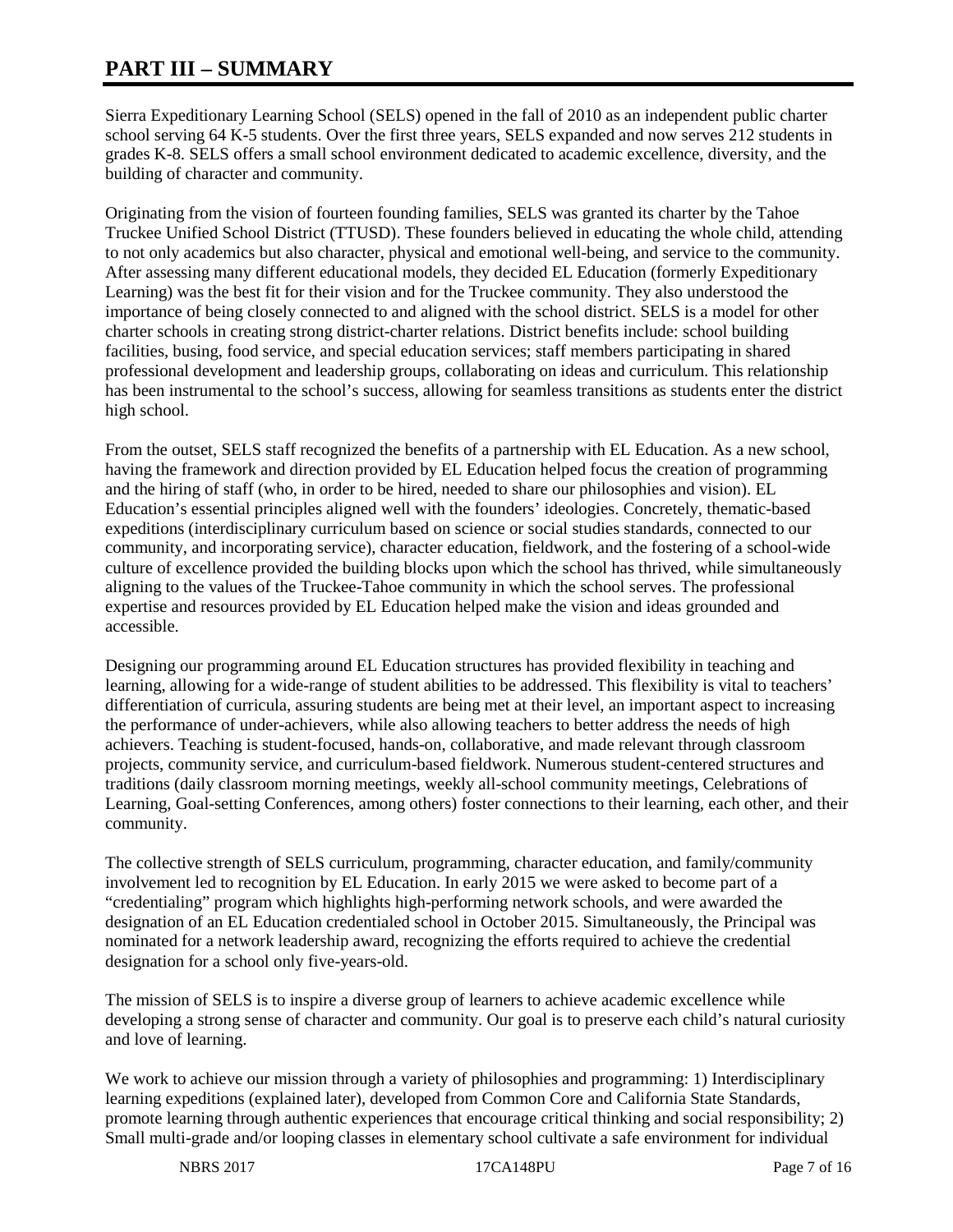# PART III – SUMMARY

Sierra Expeditionary Learning School (SELS) opened in the fall of 2010 as an independent public charter school serving 64 K-5 students. Over the first three years, SELS expanded and now serves 212 students in grades K-8. SELS offers a small school environment dedicated to academic excellence, diversity, and the building of character and community.

Originating from the vision of fourteen founding families, SELS was granted its charter by the Tahoe Truckee Unified School District (TTUSD). These founders believed in educating the whole child, attending to not only academics but also character, physical and emotional well-being, and service to the community. After assessing many different educational models, they decided EL Education (formerly Expeditionary Learning) was the best fit for their vision and for the Truckee community. They also understood the importance of being closely connected to and aligned with the school district. SELS is a model for other charter schools in creating strong district-charter relations. District benefits include: school building facilities, busing, food service, and special education services; staff members participating in shared professional development and leadership groups, collaborating on ideas and curriculum. This relationship has been instrumental to the school's success, allowing for seamless transitions as students enter the district high school.

From the outset, SELS staff recognized the benefits of a partnership with EL Education. As a new school, having the framework and direction provided by EL Education helped focus the creation of programming and the hiring of staff (who, in order to be hired, needed to share our philosophies and vision). EL Education's essential principles aligned well with the founders' ideologies. Concretely, thematic-based expeditions (interdisciplinary curriculum based on science or social studies standards, connected to our community, and incorporating service), character education, fieldwork, and the fostering of a school-wide culture of excellence provided the building blocks upon which the school has thrived, while simultaneously aligning to the values of the Truckee-Tahoe community in which the school serves. The professional expertise and resources provided by EL Education helped make the vision and ideas grounded and accessible.

Designing our programming around EL Education structures has provided flexibility in teaching and learning, allowing for a wide-range of student abilities to be addressed. This flexibility is vital to teachers' differentiation of curricula, assuring students are being met at their level, an important aspect to increasing the performance of under-achievers, while also allowing teachers to better address the needs of high achievers. Teaching is student-focused, hands-on, collaborative, and made relevant through classroom projects, community service, and curriculum-based fieldwork. Numerous student-centered structures and traditions (daily classroom morning meetings, weekly all-school community meetings, Celebrations of Learning, Goal-setting Conferences, among others) foster connections to their learning, each other, and their community.

The collective strength of SELS curriculum, programming, character education, and family/community involvement led to recognition by EL Education. In early 2015 we were asked to become part of a "credentialing" program which highlights high-performing network schools, and were awarded the designation of an EL Education credentialed school in October 2015. Simultaneously, the Principal was nominated for a network leadership award, recognizing the efforts required to achieve the credential designation for a school only five-years-old.

The mission of SELS is to inspire a diverse group of learners to achieve academic excellence while developing a strong sense of character and community. Our goal is to preserve each child's natural curiosity and love of learning.

We work to achieve our mission through a variety of philosophies and programming: 1) Interdisciplinary learning expeditions (explained later), developed from Common Core and California State Standards, promote learning through authentic experiences that encourage critical thinking and social responsibility; 2) Small multi-grade and/or looping classes in elementary school cultivate a safe environment for individual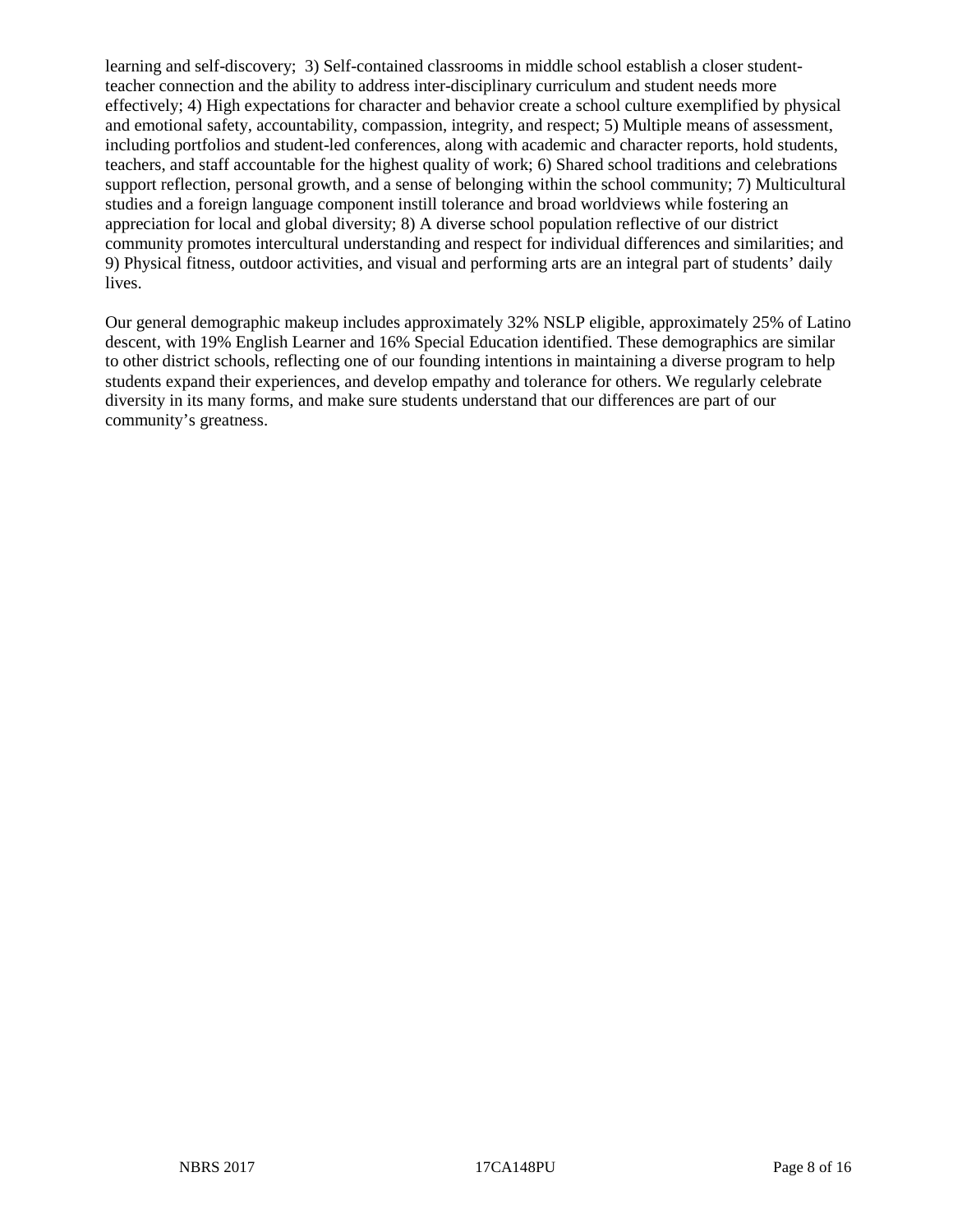learning and self-discovery; 3) Self-contained classrooms in middle school establish a closer student-teacher connection and the ability to address inter-disciplinary curriculum and student needs more effectively; 4) High expectations for character and behavior create a school culture exemplified by physical and emotional safety, accountability, compassion, integrity, and respect; 5) Multiple means of assessment, including portfolios and student-led conferences, along with academic and character reports, hold students, teachers, and staff accountable for the highest quality of work; 6) Shared school traditions and celebrations support reflection, personal growth, and a sense of belonging within the school community; 7) Multicultural studies and a foreign language component instill tolerance and broad worldviews while fostering an appreciation for local and global diversity; 8) A diverse school population reflective of our district community promotes intercultural understanding and respect for individual differences and similarities; and 9) Physical fitness, outdoor activities, and visual and performing arts are an integral part of students' daily lives.

Our general demographic makeup includes approximately 32% NSLP eligible, approximately 25% of Latino descent, with 19% English Learner and 16% Special Education identified. These demographics are similar to other district schools, reflecting one of our founding intentions in maintaining a diverse program to help students expand their experiences, and develop empathy and tolerance for others. We regularly celebrate diversity in its many forms, and make sure students understand that our differences are part of our community's greatness.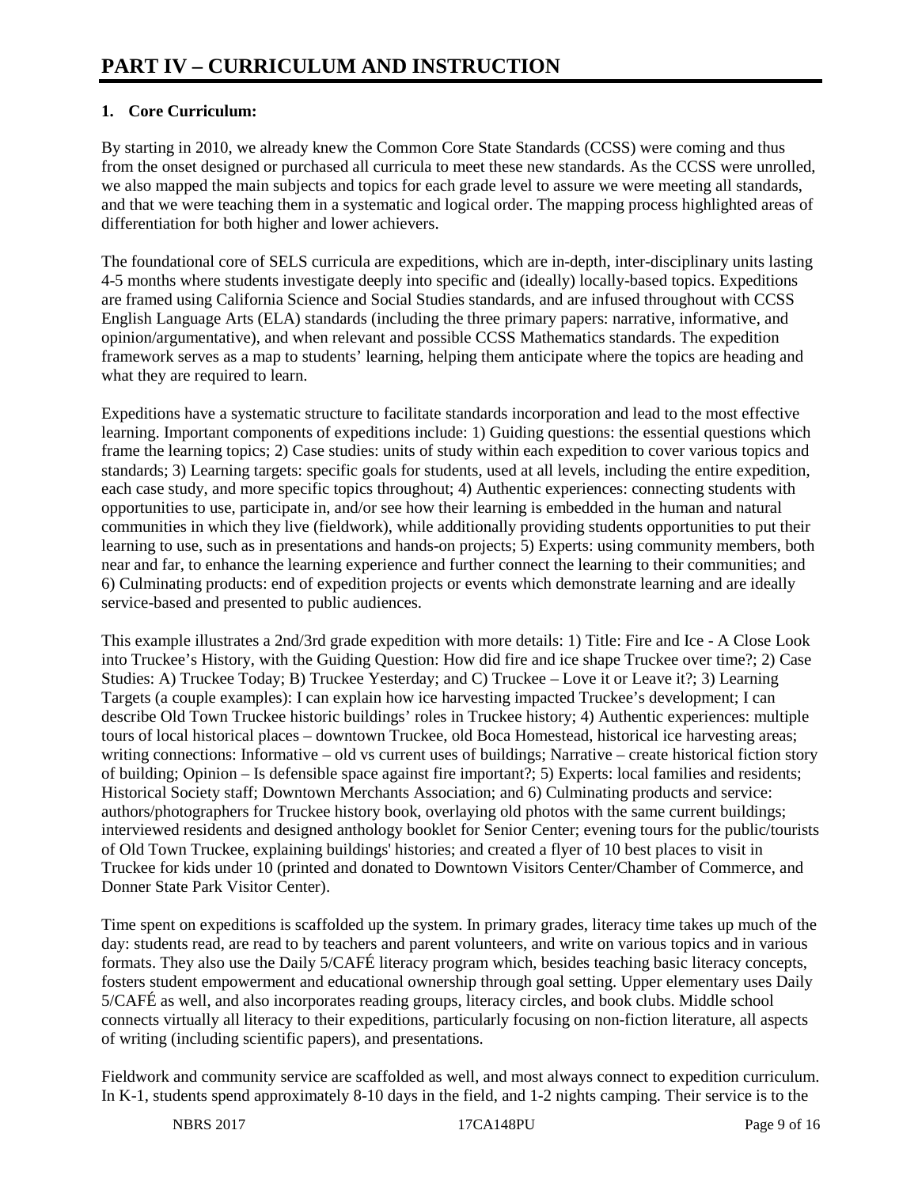# PART IV – CURRICULUM AND INSTRUCTION

**1. Core Curriculum:**

By starting in 2010, we already knew the Common Core State Standards (CCSS) were coming and thus from the onset designed or purchased all curricula to meet these new standards. As the CCSS were unrolled, we also mapped the main subjects and topics for each grade level to assure we were meeting all standards, and that we were teaching them in a systematic and logical order. The mapping process highlighted areas of differentiation for both higher and lower achievers.

The foundational core of SELS curricula are expeditions, which are in-depth, inter-disciplinary units lasting 4-5 months where students investigate deeply into specific and (ideally) locally-based topics. Expeditions are framed using California Science and Social Studies standards, and are infused throughout with CCSS English Language Arts (ELA) standards (including the three primary papers: narrative, informative, and opinion/argumentative), and when relevant and possible CCSS Mathematics standards. The expedition framework serves as a map to students' learning, helping them anticipate where the topics are heading and what they are required to learn.

Expeditions have a systematic structure to facilitate standards incorporation and lead to the most effective learning. Important components of expeditions include: 1) Guiding questions: the essential questions which frame the learning topics; 2) Case studies: units of study within each expedition to cover various topics and standards; 3) Learning targets: specific goals for students, used at all levels, including the entire expedition, each case study, and more specific topics throughout; 4) Authentic experiences: connecting students with opportunities to use, participate in, and/or see how their learning is embedded in the human and natural communities in which they live (fieldwork), while additionally providing students opportunities to put their learning to use, such as in presentations and hands-on projects; 5) Experts: using community members, both near and far, to enhance the learning experience and further connect the learning to their communities; and 6) Culminating products: end of expedition projects or events which demonstrate learning and are ideally service-based and presented to public audiences.

This example illustrates a 2nd/3rd grade expedition with more details: 1) Title: Fire and Ice - A Close Look into Truckee's History, with the Guiding Question: How did fire and ice shape Truckee over time?; 2) Case Studies: A) Truckee Today; B) Truckee Yesterday; and C) Truckee – Love it or Leave it?; 3) Learning Targets (a couple examples): I can explain how ice harvesting impacted Truckee's development; I can describe Old Town Truckee historic buildings' roles in Truckee history; 4) Authentic experiences: multiple tours of local historical places – downtown Truckee, old Boca Homestead, historical ice harvesting areas; writing connections: Informative – old vs current uses of buildings; Narrative – create historical fiction story of building; Opinion – Is defensible space against fire important?; 5) Experts: local families and residents; Historical Society staff; Downtown Merchants Association; and 6) Culminating products and service: authors/photographers for Truckee history book, overlaying old photos with the same current buildings; interviewed residents and designed anthology booklet for Senior Center; evening tours for the public/tourists of Old Town Truckee, explaining buildings' histories; and created a flyer of 10 best places to visit in Truckee for kids under 10 (printed and donated to Downtown Visitors Center/Chamber of Commerce, and Donner State Park Visitor Center).

Time spent on expeditions is scaffolded up the system. In primary grades, literacy time takes up much of the day: students read, are read to by teachers and parent volunteers, and write on various topics and in various formats. They also use the Daily 5/CAFÉ literacy program which, besides teaching basic literacy concepts, fosters student empowerment and educational ownership through goal setting. Upper elementary uses Daily 5/CAFÉ as well, and also incorporates reading groups, literacy circles, and book clubs. Middle school connects virtually all literacy to their expeditions, particularly focusing on non-fiction literature, all aspects of writing (including scientific papers), and presentations.

Fieldwork and community service are scaffolded as well, and most always connect to expedition curriculum. In K-1, students spend approximately 8-10 days in the field, and 1-2 nights camping. Their service is to the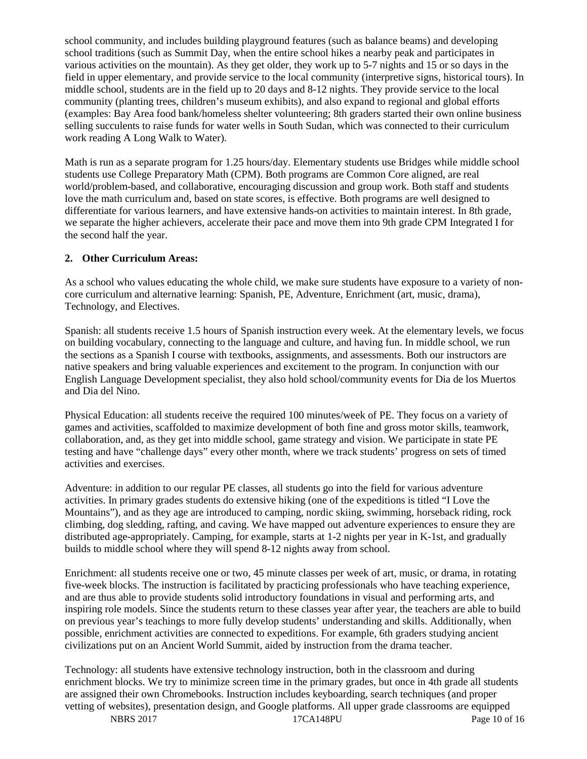school community, and includes building playground features (such as balance beams) and developing school traditions (such as Summit Day, when the entire school hikes a nearby peak and participates in various activities on the mountain). As they get older, they work up to 5-7 nights and 15 or so days in the field in upper elementary, and provide service to the local community (interpretive signs, historical tours). In middle school, students are in the field up to 20 days and 8-12 nights. They provide service to the local community (planting trees, children's museum exhibits), and also expand to regional and global efforts (examples: Bay Area food bank/homeless shelter volunteering; 8th graders started their own online business selling succulents to raise funds for water wells in South Sudan, which was connected to their curriculum work reading A Long Walk to Water).

Math is run as a separate program for 1.25 hours/day. Elementary students use Bridges while middle school students use College Preparatory Math (CPM). Both programs are Common Core aligned, are real world/problem-based, and collaborative, encouraging discussion and group work. Both staff and students love the math curriculum and, based on state scores, is effective. Both programs are well designed to differentiate for various learners, and have extensive hands-on activities to maintain interest. In 8th grade, we separate the higher achievers, accelerate their pace and move them into 9th grade CPM Integrated I for the second half the year.

**2. Other Curriculum Areas:**

As a school who values educating the whole child, we make sure students have exposure to a variety of non-core curriculum and alternative learning: Spanish, PE, Adventure, Enrichment (art, music, drama), Technology, and Electives.

Spanish: all students receive 1.5 hours of Spanish instruction every week. At the elementary levels, we focus on building vocabulary, connecting to the language and culture, and having fun. In middle school, we run the sections as a Spanish I course with textbooks, assignments, and assessments. Both our instructors are native speakers and bring valuable experiences and excitement to the program. In conjunction with our English Language Development specialist, they also hold school/community events for Dia de los Muertos and Dia del Nino.

Physical Education: all students receive the required 100 minutes/week of PE. They focus on a variety of games and activities, scaffolded to maximize development of both fine and gross motor skills, teamwork, collaboration, and, as they get into middle school, game strategy and vision. We participate in state PE testing and have "challenge days" every other month, where we track students' progress on sets of timed activities and exercises.

Adventure: in addition to our regular PE classes, all students go into the field for various adventure activities. In primary grades students do extensive hiking (one of the expeditions is titled "I Love the Mountains"), and as they age are introduced to camping, nordic skiing, swimming, horseback riding, rock climbing, dog sledding, rafting, and caving. We have mapped out adventure experiences to ensure they are distributed age-appropriately. Camping, for example, starts at 1-2 nights per year in K-1st, and gradually builds to middle school where they will spend 8-12 nights away from school.

Enrichment: all students receive one or two, 45 minute classes per week of art, music, or drama, in rotating five-week blocks. The instruction is facilitated by practicing professionals who have teaching experience, and are thus able to provide students solid introductory foundations in visual and performing arts, and inspiring role models. Since the students return to these classes year after year, the teachers are able to build on previous year's teachings to more fully develop students' understanding and skills. Additionally, when possible, enrichment activities are connected to expeditions. For example, 6th graders studying ancient civilizations put on an Ancient World Summit, aided by instruction from the drama teacher.

Technology: all students have extensive technology instruction, both in the classroom and during enrichment blocks. We try to minimize screen time in the primary grades, but once in 4th grade all students are assigned their own Chromebooks. Instruction includes keyboarding, search techniques (and proper vetting of websites), presentation design, and Google platforms. All upper grade classrooms are equipped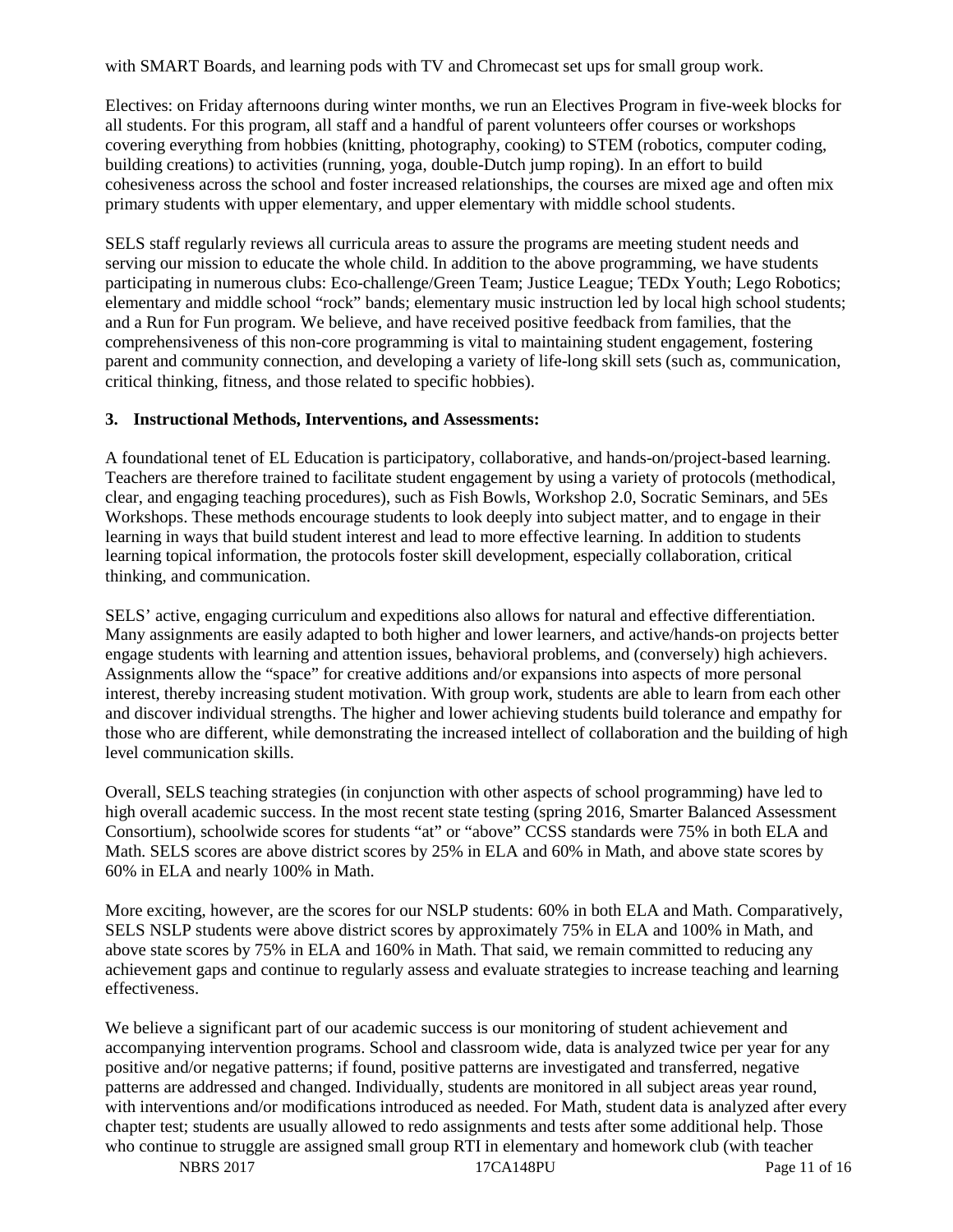with SMART Boards, and learning pods with TV and Chromecast set ups for small group work.

Electives: on Friday afternoons during winter months, we run an Electives Program in five-week blocks for all students. For this program, all staff and a handful of parent volunteers offer courses or workshops covering everything from hobbies (knitting, photography, cooking) to STEM (robotics, computer coding, building creations) to activities (running, yoga, double-Dutch jump roping). In an effort to build cohesiveness across the school and foster increased relationships, the courses are mixed age and often mix primary students with upper elementary, and upper elementary with middle school students.

SELS staff regularly reviews all curricula areas to assure the programs are meeting student needs and serving our mission to educate the whole child. In addition to the above programming, we have students participating in numerous clubs: Eco-challenge/Green Team; Justice League; TEDx Youth; Lego Robotics; elementary and middle school "rock" bands; elementary music instruction led by local high school students; and a Run for Fun program. We believe, and have received positive feedback from families, that the comprehensiveness of this non-core programming is vital to maintaining student engagement, fostering parent and community connection, and developing a variety of life-long skill sets (such as, communication, critical thinking, fitness, and those related to specific hobbies).

**3. Instructional Methods, Interventions, and Assessments:**

A foundational tenet of EL Education is participatory, collaborative, and hands-on/project-based learning. Teachers are therefore trained to facilitate student engagement by using a variety of protocols (methodical, clear, and engaging teaching procedures), such as Fish Bowls, Workshop 2.0, Socratic Seminars, and 5Es Workshops. These methods encourage students to look deeply into subject matter, and to engage in their learning in ways that build student interest and lead to more effective learning. In addition to students learning topical information, the protocols foster skill development, especially collaboration, critical thinking, and communication.

SELS' active, engaging curriculum and expeditions also allows for natural and effective differentiation. Many assignments are easily adapted to both higher and lower learners, and active/hands-on projects better engage students with learning and attention issues, behavioral problems, and (conversely) high achievers. Assignments allow the "space" for creative additions and/or expansions into aspects of more personal interest, thereby increasing student motivation. With group work, students are able to learn from each other and discover individual strengths. The higher and lower achieving students build tolerance and empathy for those who are different, while demonstrating the increased intellect of collaboration and the building of high level communication skills.

Overall, SELS teaching strategies (in conjunction with other aspects of school programming) have led to high overall academic success. In the most recent state testing (spring 2016, Smarter Balanced Assessment Consortium), schoolwide scores for students "at" or "above" CCSS standards were 75% in both ELA and Math. SELS scores are above district scores by 25% in ELA and 60% in Math, and above state scores by 60% in ELA and nearly 100% in Math.

More exciting, however, are the scores for our NSLP students: 60% in both ELA and Math. Comparatively, SELS NSLP students were above district scores by approximately 75% in ELA and 100% in Math, and above state scores by 75% in ELA and 160% in Math. That said, we remain committed to reducing any achievement gaps and continue to regularly assess and evaluate strategies to increase teaching and learning effectiveness.

We believe a significant part of our academic success is our monitoring of student achievement and accompanying intervention programs. School and classroom wide, data is analyzed twice per year for any positive and/or negative patterns; if found, positive patterns are investigated and transferred, negative patterns are addressed and changed. Individually, students are monitored in all subject areas year round, with interventions and/or modifications introduced as needed. For Math, student data is analyzed after every chapter test; students are usually allowed to redo assignments and tests after some additional help. Those who continue to struggle are assigned small group RTI in elementary and homework club (with teacher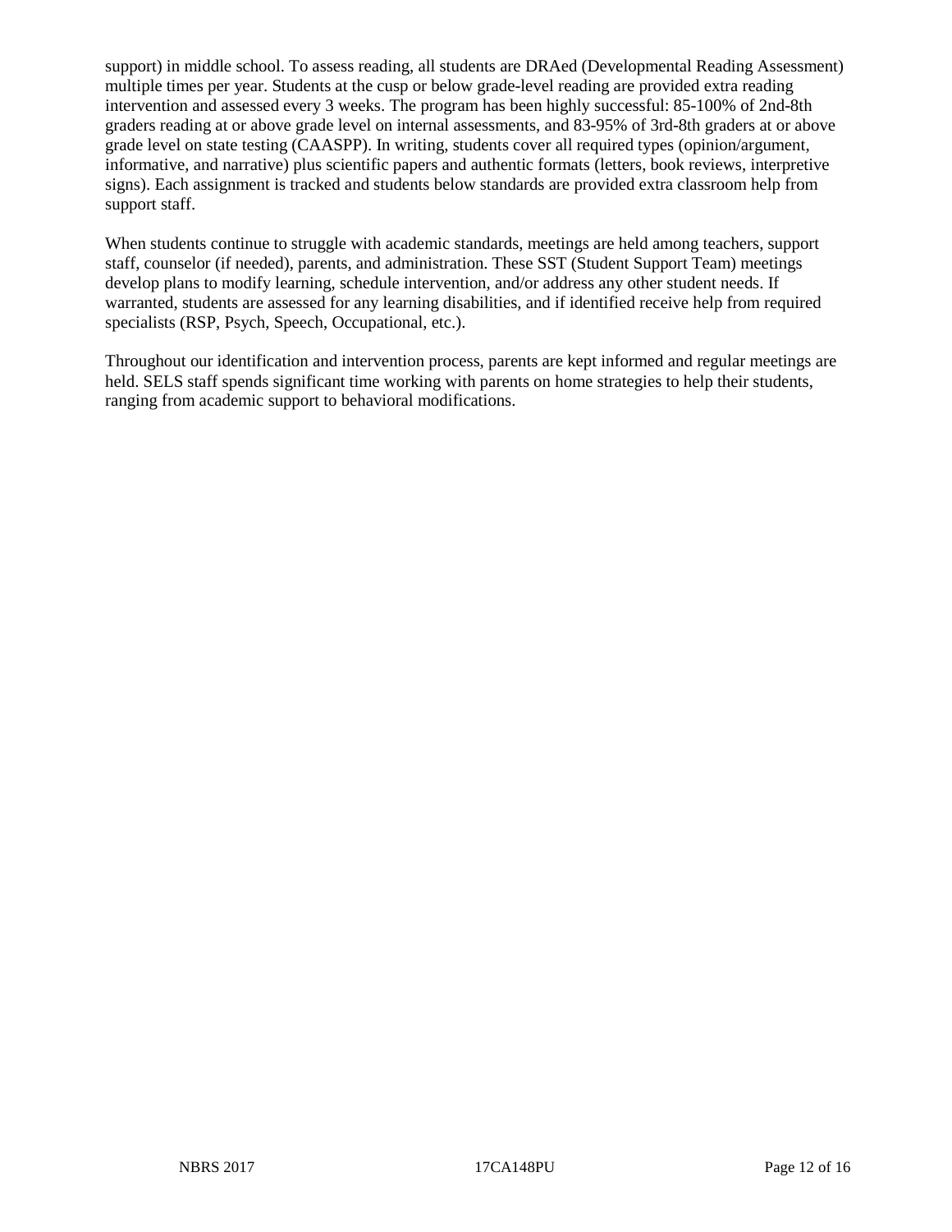support) in middle school. To assess reading, all students are DRAed (Developmental Reading Assessment) multiple times per year. Students at the cusp or below grade-level reading are provided extra reading intervention and assessed every 3 weeks. The program has been highly successful: 85-100% of 2nd-8th graders reading at or above grade level on internal assessments, and 83-95% of 3rd-8th graders at or above grade level on state testing (CAASPP). In writing, students cover all required types (opinion/argument, informative, and narrative) plus scientific papers and authentic formats (letters, book reviews, interpretive signs). Each assignment is tracked and students below standards are provided extra classroom help from support staff.

When students continue to struggle with academic standards, meetings are held among teachers, support staff, counselor (if needed), parents, and administration. These SST (Student Support Team) meetings develop plans to modify learning, schedule intervention, and/or address any other student needs. If warranted, students are assessed for any learning disabilities, and if identified receive help from required specialists (RSP, Psych, Speech, Occupational, etc.).

Throughout our identification and intervention process, parents are kept informed and regular meetings are held. SELS staff spends significant time working with parents on home strategies to help their students, ranging from academic support to behavioral modifications.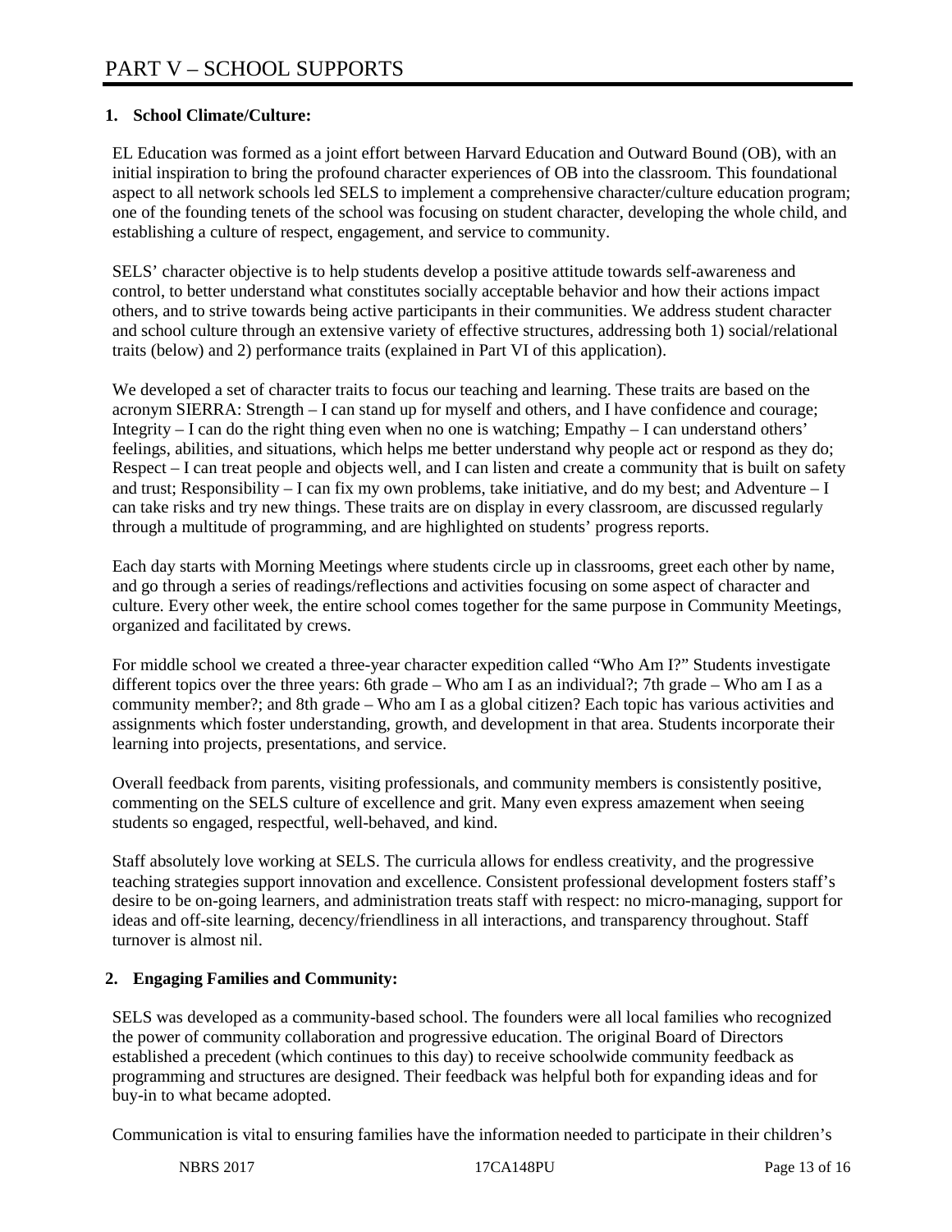# PART V – SCHOOL SUPPORTS

## 1. School Climate/Culture:

EL Education was formed as a joint effort between Harvard Education and Outward Bound (OB), with an initial inspiration to bring the profound character experiences of OB into the classroom. This foundational aspect to all network schools led SELS to implement a comprehensive character/culture education program; one of the founding tenets of the school was focusing on student character, developing the whole child, and establishing a culture of respect, engagement, and service to community.

SELS' character objective is to help students develop a positive attitude towards self-awareness and control, to better understand what constitutes socially acceptable behavior and how their actions impact others, and to strive towards being active participants in their communities. We address student character and school culture through an extensive variety of effective structures, addressing both 1) social/relational traits (below) and 2) performance traits (explained in Part VI of this application).

We developed a set of character traits to focus our teaching and learning. These traits are based on the acronym SIERRA: Strength – I can stand up for myself and others, and I have confidence and courage; Integrity – I can do the right thing even when no one is watching; Empathy – I can understand others' feelings, abilities, and situations, which helps me better understand why people act or respond as they do; Respect – I can treat people and objects well, and I can listen and create a community that is built on safety and trust; Responsibility – I can fix my own problems, take initiative, and do my best; and Adventure – I can take risks and try new things. These traits are on display in every classroom, are discussed regularly through a multitude of programming, and are highlighted on students' progress reports.

Each day starts with Morning Meetings where students circle up in classrooms, greet each other by name, and go through a series of readings/reflections and activities focusing on some aspect of character and culture. Every other week, the entire school comes together for the same purpose in Community Meetings, organized and facilitated by crews.

For middle school we created a three-year character expedition called "Who Am I?" Students investigate different topics over the three years: 6th grade – Who am I as an individual?; 7th grade – Who am I as a community member?; and 8th grade – Who am I as a global citizen? Each topic has various activities and assignments which foster understanding, growth, and development in that area. Students incorporate their learning into projects, presentations, and service.

Overall feedback from parents, visiting professionals, and community members is consistently positive, commenting on the SELS culture of excellence and grit. Many even express amazement when seeing students so engaged, respectful, well-behaved, and kind.

Staff absolutely love working at SELS. The curricula allows for endless creativity, and the progressive teaching strategies support innovation and excellence. Consistent professional development fosters staff's desire to be on-going learners, and administration treats staff with respect: no micro-managing, support for ideas and off-site learning, decency/friendliness in all interactions, and transparency throughout. Staff turnover is almost nil.

## 2. Engaging Families and Community:

SELS was developed as a community-based school. The founders were all local families who recognized the power of community collaboration and progressive education. The original Board of Directors established a precedent (which continues to this day) to receive schoolwide community feedback as programming and structures are designed. Their feedback was helpful both for expanding ideas and for buy-in to what became adopted.

Communication is vital to ensuring families have the information needed to participate in their children's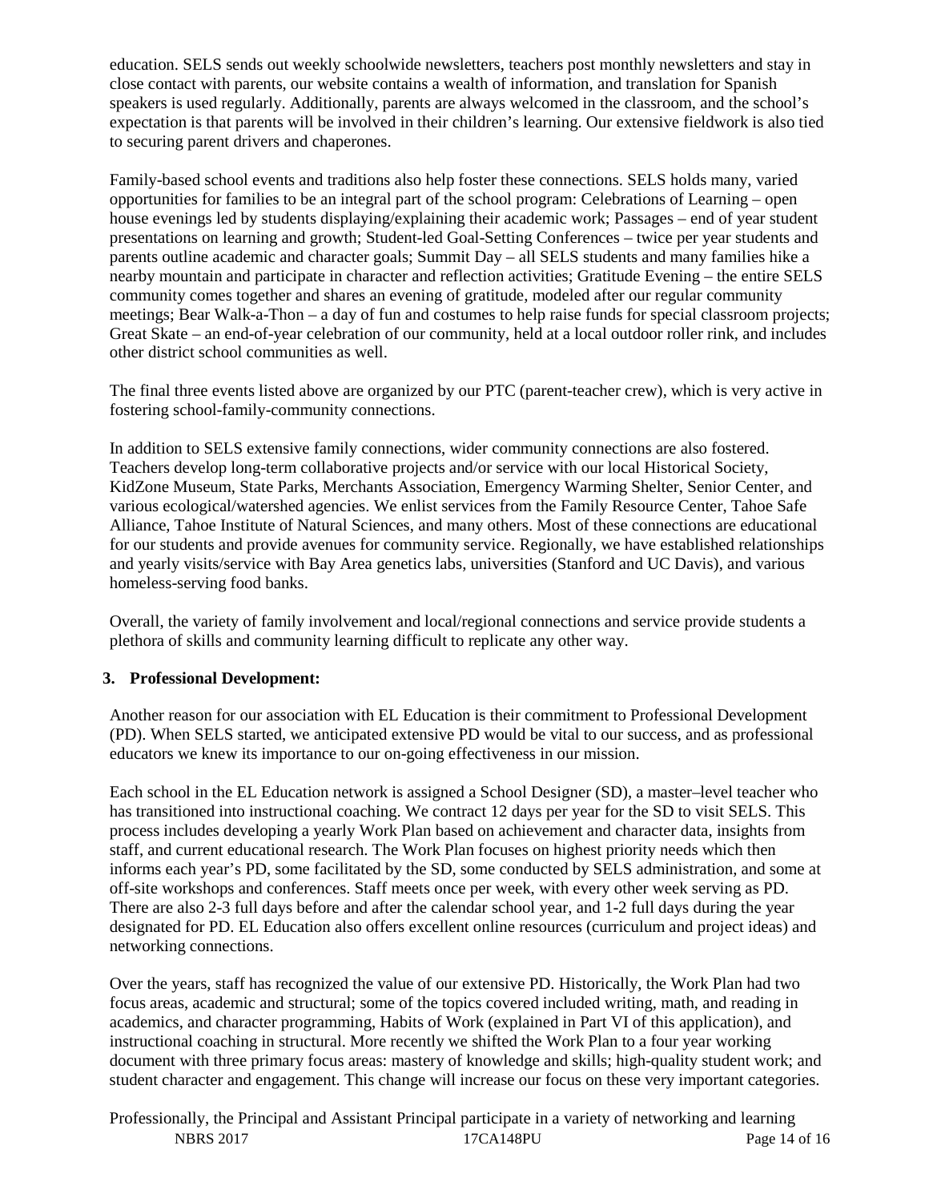education. SELS sends out weekly schoolwide newsletters, teachers post monthly newsletters and stay in close contact with parents, our website contains a wealth of information, and translation for Spanish speakers is used regularly. Additionally, parents are always welcomed in the classroom, and the school's expectation is that parents will be involved in their children's learning. Our extensive fieldwork is also tied to securing parent drivers and chaperones.

Family-based school events and traditions also help foster these connections. SELS holds many, varied opportunities for families to be an integral part of the school program: Celebrations of Learning – open house evenings led by students displaying/explaining their academic work; Passages – end of year student presentations on learning and growth; Student-led Goal-Setting Conferences – twice per year students and parents outline academic and character goals; Summit Day – all SELS students and many families hike a nearby mountain and participate in character and reflection activities; Gratitude Evening – the entire SELS community comes together and shares an evening of gratitude, modeled after our regular community meetings; Bear Walk-a-Thon – a day of fun and costumes to help raise funds for special classroom projects; Great Skate – an end-of-year celebration of our community, held at a local outdoor roller rink, and includes other district school communities as well.

The final three events listed above are organized by our PTC (parent-teacher crew), which is very active in fostering school-family-community connections.

In addition to SELS extensive family connections, wider community connections are also fostered. Teachers develop long-term collaborative projects and/or service with our local Historical Society, KidZone Museum, State Parks, Merchants Association, Emergency Warming Shelter, Senior Center, and various ecological/watershed agencies. We enlist services from the Family Resource Center, Tahoe Safe Alliance, Tahoe Institute of Natural Sciences, and many others. Most of these connections are educational for our students and provide avenues for community service. Regionally, we have established relationships and yearly visits/service with Bay Area genetics labs, universities (Stanford and UC Davis), and various homeless-serving food banks.

Overall, the variety of family involvement and local/regional connections and service provide students a plethora of skills and community learning difficult to replicate any other way.

### 3. Professional Development:

Another reason for our association with EL Education is their commitment to Professional Development (PD). When SELS started, we anticipated extensive PD would be vital to our success, and as professional educators we knew its importance to our on-going effectiveness in our mission.

Each school in the EL Education network is assigned a School Designer (SD), a master–level teacher who has transitioned into instructional coaching. We contract 12 days per year for the SD to visit SELS. This process includes developing a yearly Work Plan based on achievement and character data, insights from staff, and current educational research. The Work Plan focuses on highest priority needs which then informs each year's PD, some facilitated by the SD, some conducted by SELS administration, and some at off-site workshops and conferences. Staff meets once per week, with every other week serving as PD. There are also 2-3 full days before and after the calendar school year, and 1-2 full days during the year designated for PD. EL Education also offers excellent online resources (curriculum and project ideas) and networking connections.

Over the years, staff has recognized the value of our extensive PD. Historically, the Work Plan had two focus areas, academic and structural; some of the topics covered included writing, math, and reading in academics, and character programming, Habits of Work (explained in Part VI of this application), and instructional coaching in structural. More recently we shifted the Work Plan to a four year working document with three primary focus areas: mastery of knowledge and skills; high-quality student work; and student character and engagement. This change will increase our focus on these very important categories.

Professionally, the Principal and Assistant Principal participate in a variety of networking and learning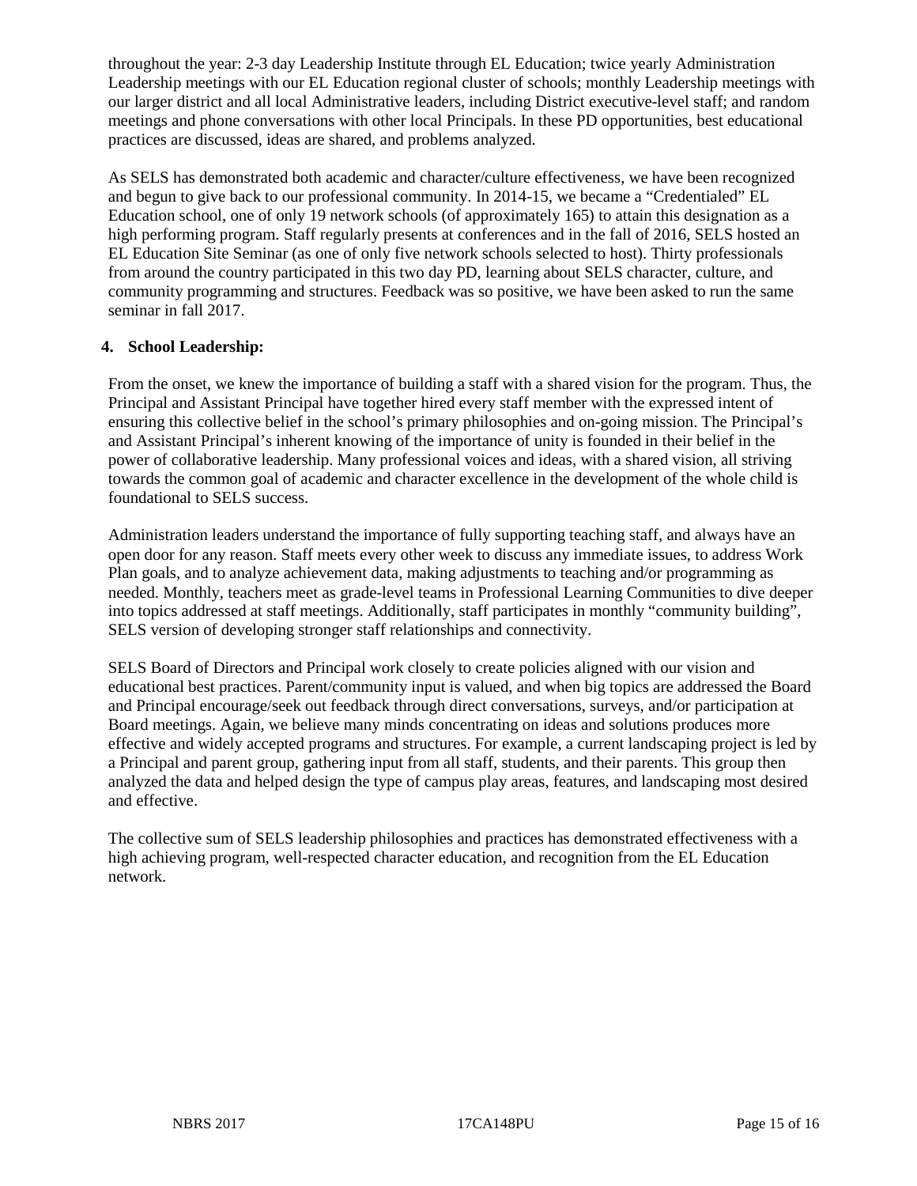throughout the year: 2-3 day Leadership Institute through EL Education; twice yearly Administration Leadership meetings with our EL Education regional cluster of schools; monthly Leadership meetings with our larger district and all local Administrative leaders, including District executive-level staff; and random meetings and phone conversations with other local Principals. In these PD opportunities, best educational practices are discussed, ideas are shared, and problems analyzed.

As SELS has demonstrated both academic and character/culture effectiveness, we have been recognized and begun to give back to our professional community. In 2014-15, we became a "Credentialed" EL Education school, one of only 19 network schools (of approximately 165) to attain this designation as a high performing program. Staff regularly presents at conferences and in the fall of 2016, SELS hosted an EL Education Site Seminar (as one of only five network schools selected to host). Thirty professionals from around the country participated in this two day PD, learning about SELS character, culture, and community programming and structures. Feedback was so positive, we have been asked to run the same seminar in fall 2017.

**4. School Leadership:**

From the onset, we knew the importance of building a staff with a shared vision for the program. Thus, the Principal and Assistant Principal have together hired every staff member with the expressed intent of ensuring this collective belief in the school's primary philosophies and on-going mission. The Principal's and Assistant Principal's inherent knowing of the importance of unity is founded in their belief in the power of collaborative leadership. Many professional voices and ideas, with a shared vision, all striving towards the common goal of academic and character excellence in the development of the whole child is foundational to SELS success.

Administration leaders understand the importance of fully supporting teaching staff, and always have an open door for any reason. Staff meets every other week to discuss any immediate issues, to address Work Plan goals, and to analyze achievement data, making adjustments to teaching and/or programming as needed. Monthly, teachers meet as grade-level teams in Professional Learning Communities to dive deeper into topics addressed at staff meetings. Additionally, staff participates in monthly "community building", SELS version of developing stronger staff relationships and connectivity.

SELS Board of Directors and Principal work closely to create policies aligned with our vision and educational best practices. Parent/community input is valued, and when big topics are addressed the Board and Principal encourage/seek out feedback through direct conversations, surveys, and/or participation at Board meetings. Again, we believe many minds concentrating on ideas and solutions produces more effective and widely accepted programs and structures. For example, a current landscaping project is led by a Principal and parent group, gathering input from all staff, students, and their parents. This group then analyzed the data and helped design the type of campus play areas, features, and landscaping most desired and effective.

The collective sum of SELS leadership philosophies and practices has demonstrated effectiveness with a high achieving program, well-respected character education, and recognition from the EL Education network.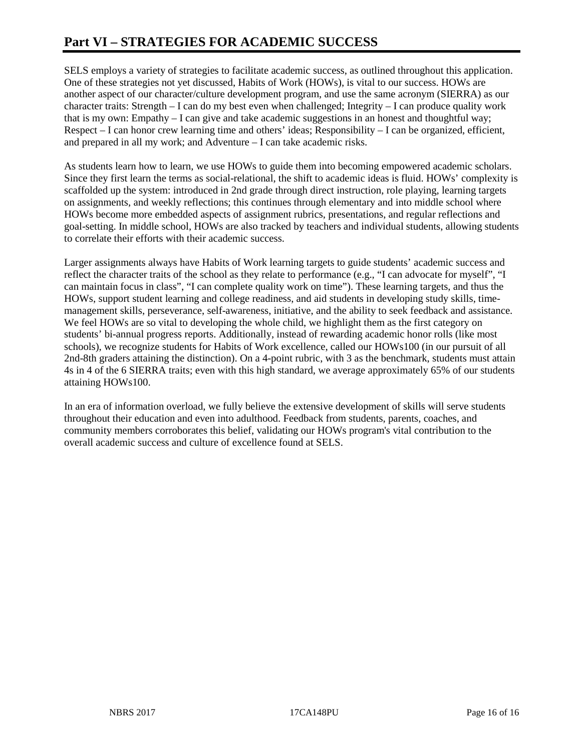# Part VI – STRATEGIES FOR ACADEMIC SUCCESS

SELS employs a variety of strategies to facilitate academic success, as outlined throughout this application. One of these strategies not yet discussed, Habits of Work (HOWs), is vital to our success. HOWs are another aspect of our character/culture development program, and use the same acronym (SIERRA) as our character traits: Strength – I can do my best even when challenged; Integrity – I can produce quality work that is my own: Empathy – I can give and take academic suggestions in an honest and thoughtful way; Respect – I can honor crew learning time and others' ideas; Responsibility – I can be organized, efficient, and prepared in all my work; and Adventure – I can take academic risks.

As students learn how to learn, we use HOWs to guide them into becoming empowered academic scholars. Since they first learn the terms as social-relational, the shift to academic ideas is fluid. HOWs' complexity is scaffolded up the system: introduced in 2nd grade through direct instruction, role playing, learning targets on assignments, and weekly reflections; this continues through elementary and into middle school where HOWs become more embedded aspects of assignment rubrics, presentations, and regular reflections and goal-setting. In middle school, HOWs are also tracked by teachers and individual students, allowing students to correlate their efforts with their academic success.

Larger assignments always have Habits of Work learning targets to guide students' academic success and reflect the character traits of the school as they relate to performance (e.g., "I can advocate for myself", "I can maintain focus in class", "I can complete quality work on time"). These learning targets, and thus the HOWs, support student learning and college readiness, and aid students in developing study skills, time-management skills, perseverance, self-awareness, initiative, and the ability to seek feedback and assistance. We feel HOWs are so vital to developing the whole child, we highlight them as the first category on students' bi-annual progress reports. Additionally, instead of rewarding academic honor rolls (like most schools), we recognize students for Habits of Work excellence, called our HOWs100 (in our pursuit of all 2nd-8th graders attaining the distinction). On a 4-point rubric, with 3 as the benchmark, students must attain 4s in 4 of the 6 SIERRA traits; even with this high standard, we average approximately 65% of our students attaining HOWs100.

In an era of information overload, we fully believe the extensive development of skills will serve students throughout their education and even into adulthood. Feedback from students, parents, coaches, and community members corroborates this belief, validating our HOWs program's vital contribution to the overall academic success and culture of excellence found at SELS.